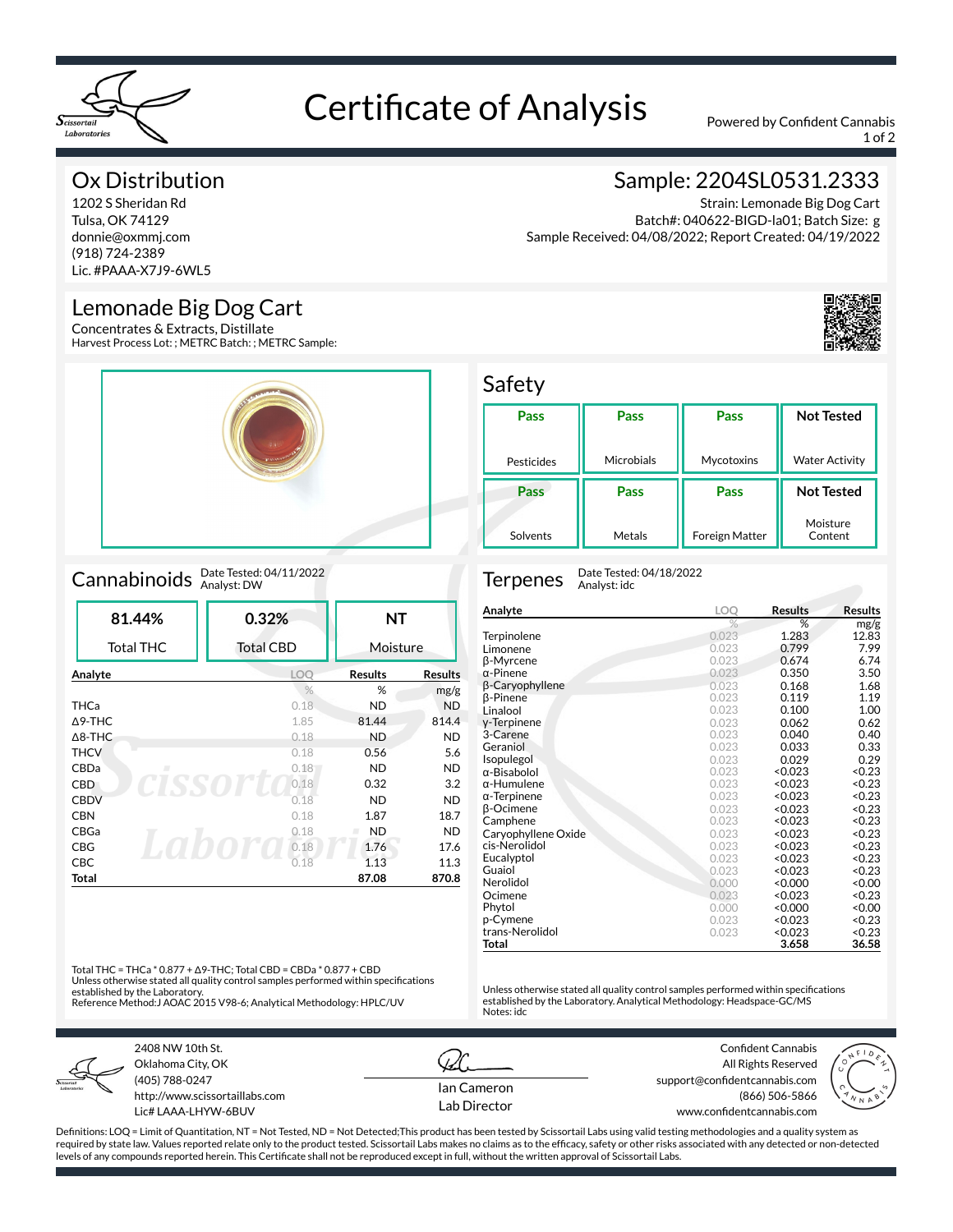# Certificate of Analysis

Powered by Confident Cannabis

## Ox Distribution

1202 S Sheridan Rd
Tulsa, OK 74129
donnie@oxmmj.com
(918) 724-2389
Lic. #PAAA-X7J9-6WL5

## Sample: 2204SL0531.2333

Strain: Lemonade Big Dog Cart
Batch#: 040622-BIGD-la01; Batch Size: g
Sample Received: 04/08/2022; Report Created: 04/19/2022

## Lemonade Big Dog Cart

Concentrates & Extracts, Distillate
Harvest Process Lot: ; METRC Batch: ; METRC Sample:

## Safety

| Pass | Pass | Pass | Not Tested |
|---|---|---|---|
| Pesticides | Microbials | Mycotoxins | Water Activity |
| **Pass** | **Pass** | **Pass** | **Not Tested** |
| Solvents | Metals | Foreign Matter | Moisture Content |

## Cannabinoids

Date Tested: 04/11/2022
Analyst: DW

| 81.44% | 0.32% | NT |
|---|---|---|
| Total THC | Total CBD | Moisture |

| Analyte | LOQ | Results | Results |
|---|---|---|---|
| | % | % | mg/g |
| THCa | 0.18 | ND | ND |
| Δ9-THC | 1.85 | 81.44 | 814.4 |
| Δ8-THC | 0.18 | ND | ND |
| THCV | 0.18 | 0.56 | 5.6 |
| CBDa | 0.18 | ND | ND |
| CBD | 0.18 | 0.32 | 3.2 |
| CBDV | 0.18 | ND | ND |
| CBN | 0.18 | 1.87 | 18.7 |
| CBGa | 0.18 | ND | ND |
| CBG | 0.18 | 1.76 | 17.6 |
| CBC | 0.18 | 1.13 | 11.3 |
| **Total** | | **87.08** | **870.8** |

Total THC = THCa * 0.877 + Δ9-THC; Total CBD = CBDa * 0.877 + CBD
Unless otherwise stated all quality control samples performed within specifications established by the Laboratory.
Reference Method:J AOAC 2015 V98-6; Analytical Methodology: HPLC/UV

## Terpenes

Date Tested: 04/18/2022
Analyst: idc

| Analyte | LOQ | Results | Results |
|---|---|---|---|
| | % | % | mg/g |
| Terpinolene | 0.023 | 1.283 | 12.83 |
| Limonene | 0.023 | 0.799 | 7.99 |
| β-Myrcene | 0.023 | 0.674 | 6.74 |
| α-Pinene | 0.023 | 0.350 | 3.50 |
| β-Caryophyllene | 0.023 | 0.168 | 1.68 |
| β-Pinene | 0.023 | 0.119 | 1.19 |
| Linalool | 0.023 | 0.100 | 1.00 |
| γ-Terpinene | 0.023 | 0.062 | 0.62 |
| 3-Carene | 0.023 | 0.040 | 0.40 |
| Geraniol | 0.023 | 0.033 | 0.33 |
| Isopulegol | 0.023 | 0.029 | 0.29 |
| α-Bisabolol | 0.023 | <0.023 | <0.23 |
| α-Humulene | 0.023 | <0.023 | <0.23 |
| α-Terpinene | 0.023 | <0.023 | <0.23 |
| β-Ocimene | 0.023 | <0.023 | <0.23 |
| Camphene | 0.023 | <0.023 | <0.23 |
| Caryophyllene Oxide | 0.023 | <0.023 | <0.23 |
| cis-Nerolidol | 0.023 | <0.023 | <0.23 |
| Eucalyptol | 0.023 | <0.023 | <0.23 |
| Guaiol | 0.023 | <0.023 | <0.23 |
| Nerolidol | 0.000 | <0.000 | <0.00 |
| Ocimene | 0.023 | <0.023 | <0.23 |
| Phytol | 0.000 | <0.000 | <0.00 |
| p-Cymene | 0.023 | <0.023 | <0.23 |
| trans-Nerolidol | 0.023 | <0.023 | <0.23 |
| **Total** | | **3.658** | **36.58** |

Unless otherwise stated all quality control samples performed within specifications established by the Laboratory. Analytical Methodology: Headspace-GC/MS
Notes: idc

2408 NW 10th St.
Oklahoma City, OK
(405) 788-0247
http://www.scissortaillabs.com
Lic# LAAA-LHYW-6BUV

Ian Cameron
Lab Director

Confident Cannabis
All Rights Reserved
support@confidentcannabis.com
(866) 506-5866
www.confidentcannabis.com

Definitions: LOQ = Limit of Quantitation, NT = Not Tested, ND = Not Detected;This product has been tested by Scissortail Labs using valid testing methodologies and a quality system as required by state law. Values reported relate only to the product tested. Scissortail Labs makes no claims as to the efficacy, safety or other risks associated with any detected or non-detected levels of any compounds reported herein. This Certificate shall not be reproduced except in full, without the written approval of Scissortail Labs.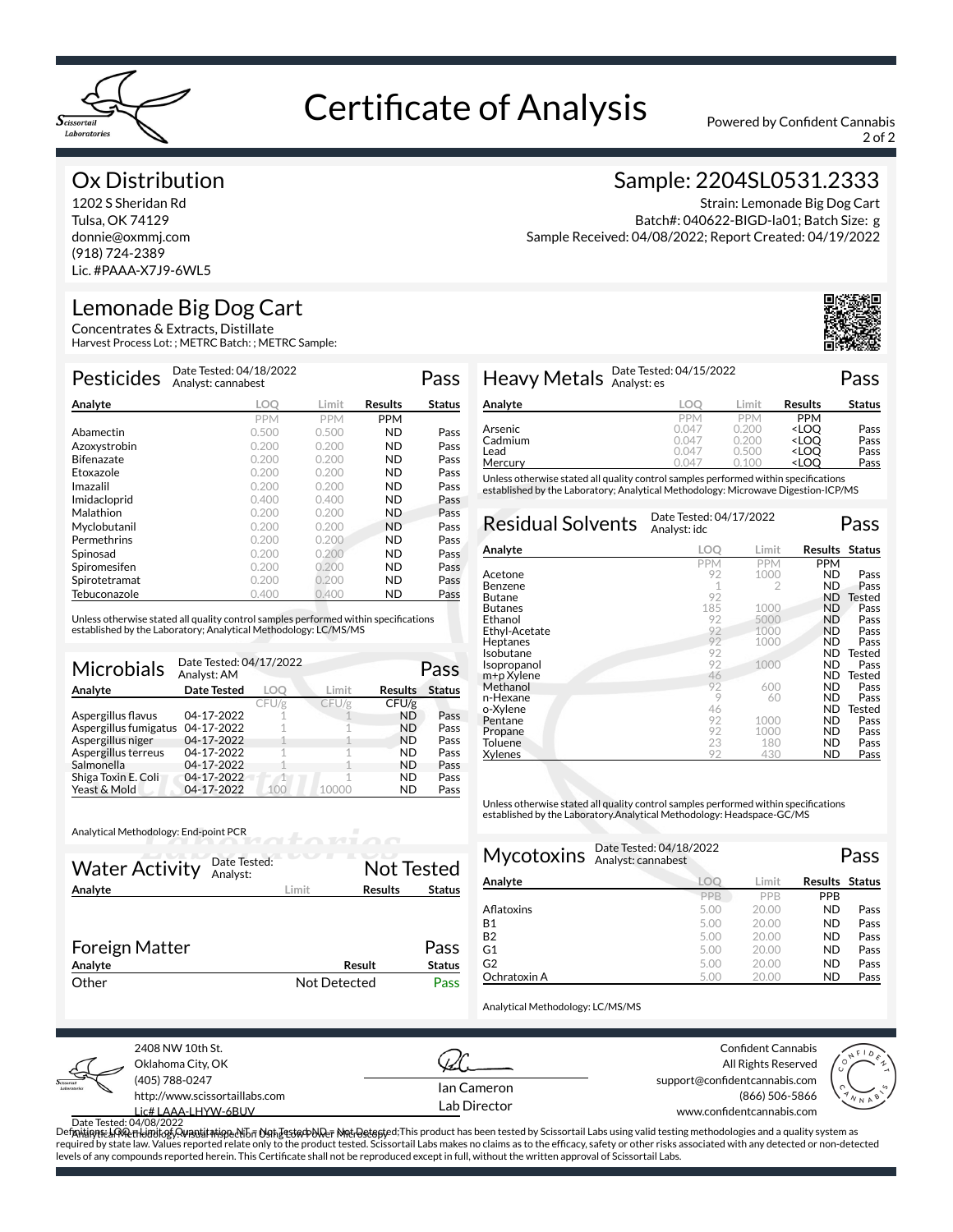# Certificate of Analysis

Powered by Confident Cannabis

## Ox Distribution

1202 S Sheridan Rd
Tulsa, OK 74129
donnie@oxmmj.com
(918) 724-2389
Lic. #PAAA-X7J9-6WL5

## Sample: 2204SL0531.2333

Strain: Lemonade Big Dog Cart
Batch#: 040622-BIGD-la01; Batch Size: g
Sample Received: 04/08/2022; Report Created: 04/19/2022

## Lemonade Big Dog Cart

Concentrates & Extracts, Distillate
Harvest Process Lot: ; METRC Batch: ; METRC Sample:

### Pesticides — Pass

Date Tested: 04/18/2022
Analyst: cannabest

| Analyte | LOQ | Limit | Results | Status |
|---|---|---|---|---|
| | PPM | PPM | PPM | |
| Abamectin | 0.500 | 0.500 | ND | Pass |
| Azoxystrobin | 0.200 | 0.200 | ND | Pass |
| Bifenazate | 0.200 | 0.200 | ND | Pass |
| Etoxazole | 0.200 | 0.200 | ND | Pass |
| Imazalil | 0.200 | 0.200 | ND | Pass |
| Imidacloprid | 0.400 | 0.400 | ND | Pass |
| Malathion | 0.200 | 0.200 | ND | Pass |
| Myclobutanil | 0.200 | 0.200 | ND | Pass |
| Permethrins | 0.200 | 0.200 | ND | Pass |
| Spinosad | 0.200 | 0.200 | ND | Pass |
| Spiromesifen | 0.200 | 0.200 | ND | Pass |
| Spirotetramat | 0.200 | 0.200 | ND | Pass |
| Tebuconazole | 0.400 | 0.400 | ND | Pass |

Unless otherwise stated all quality control samples performed within specifications established by the Laboratory; Analytical Methodology: LC/MS/MS

### Heavy Metals — Pass

Date Tested: 04/15/2022
Analyst: es

| Analyte | LOQ | Limit | Results | Status |
|---|---|---|---|---|
| | PPM | PPM | PPM | |
| Arsenic | 0.047 | 0.200 | <LOQ | Pass |
| Cadmium | 0.047 | 0.200 | <LOQ | Pass |
| Lead | 0.047 | 0.500 | <LOQ | Pass |
| Mercury | 0.047 | 0.100 | <LOQ | Pass |

Unless otherwise stated all quality control samples performed within specifications established by the Laboratory; Analytical Methodology: Microwave Digestion-ICP/MS

### Residual Solvents — Pass

Date Tested: 04/17/2022
Analyst: idc

| Analyte | LOQ | Limit | Results | Status |
|---|---|---|---|---|
| | PPM | PPM | PPM | |
| Acetone | 92 | 1000 | ND | Pass |
| Benzene | 1 | 2 | ND | Pass |
| Butane | 92 | | ND | Tested |
| Butanes | 185 | 1000 | ND | Pass |
| Ethanol | 92 | 5000 | ND | Pass |
| Ethyl-Acetate | 92 | 1000 | ND | Pass |
| Heptanes | 92 | 1000 | ND | Pass |
| Isobutane | 92 | | ND | Tested |
| Isopropanol | 92 | 1000 | ND | Pass |
| m+p Xylene | 46 | | ND | Tested |
| Methanol | 92 | 600 | ND | Pass |
| n-Hexane | 9 | 60 | ND | Pass |
| o-Xylene | 46 | | ND | Tested |
| Pentane | 92 | 1000 | ND | Pass |
| Propane | 92 | 1000 | ND | Pass |
| Toluene | 23 | 180 | ND | Pass |
| Xylenes | 92 | 430 | ND | Pass |

Unless otherwise stated all quality control samples performed within specifications established by the Laboratory.Analytical Methodology: Headspace-GC/MS

### Microbials — Pass

Date Tested: 04/17/2022
Analyst: AM

| Analyte | Date Tested | LOQ | Limit | Results | Status |
|---|---|---|---|---|---|
| | | CFU/g | CFU/g | CFU/g | |
| Aspergillus flavus | 04-17-2022 | 1 | 1 | ND | Pass |
| Aspergillus fumigatus | 04-17-2022 | 1 | 1 | ND | Pass |
| Aspergillus niger | 04-17-2022 | 1 | 1 | ND | Pass |
| Aspergillus terreus | 04-17-2022 | 1 | 1 | ND | Pass |
| Salmonella | 04-17-2022 | 1 | 1 | ND | Pass |
| Shiga Toxin E. Coli | 04-17-2022 | 1 | 1 | ND | Pass |
| Yeast & Mold | 04-17-2022 | 100 | 10000 | ND | Pass |

Analytical Methodology: End-point PCR

### Mycotoxins — Pass

Date Tested: 04/18/2022
Analyst: cannabest

| Analyte | LOQ | Limit | Results | Status |
|---|---|---|---|---|
| | PPB | PPB | PPB | |
| Aflatoxins | 5.00 | 20.00 | ND | Pass |
| B1 | 5.00 | 20.00 | ND | Pass |
| B2 | 5.00 | 20.00 | ND | Pass |
| G1 | 5.00 | 20.00 | ND | Pass |
| G2 | 5.00 | 20.00 | ND | Pass |
| Ochratoxin A | 5.00 | 20.00 | ND | Pass |

Analytical Methodology: LC/MS/MS

### Water Activity — Not Tested

Date Tested:
Analyst:

| Analyte | Limit | Results | Status |
|---|---|---|---|

### Foreign Matter — Pass

| Analyte | Result | Status |
|---|---|---|
| Other | Not Detected | Pass |

Date Tested: 04/08/2022
Analytical Methodology: Visual Inspection Using Low Power Microscopy

2408 NW 10th St.
Oklahoma City, OK
(405) 788-0247
http://www.scissortaillabs.com
Lic# LAAA-LHYW-6BUV

Ian Cameron
Lab Director

Confident Cannabis
All Rights Reserved
support@confidentcannabis.com
(866) 506-5866
www.confidentcannabis.com

Definitions: LOQ = Limit of Quantitation, NT = Not Tested, ND = Not Detected; This product has been tested by Scissortail Labs using valid testing methodologies and a quality system as required by state law. Values reported relate only to the product tested. Scissortail Labs makes no claims as to the efficacy, safety or other risks associated with any detected or non-detected levels of any compounds reported herein. This Certificate shall not be reproduced except in full, without the written approval of Scissortail Labs.